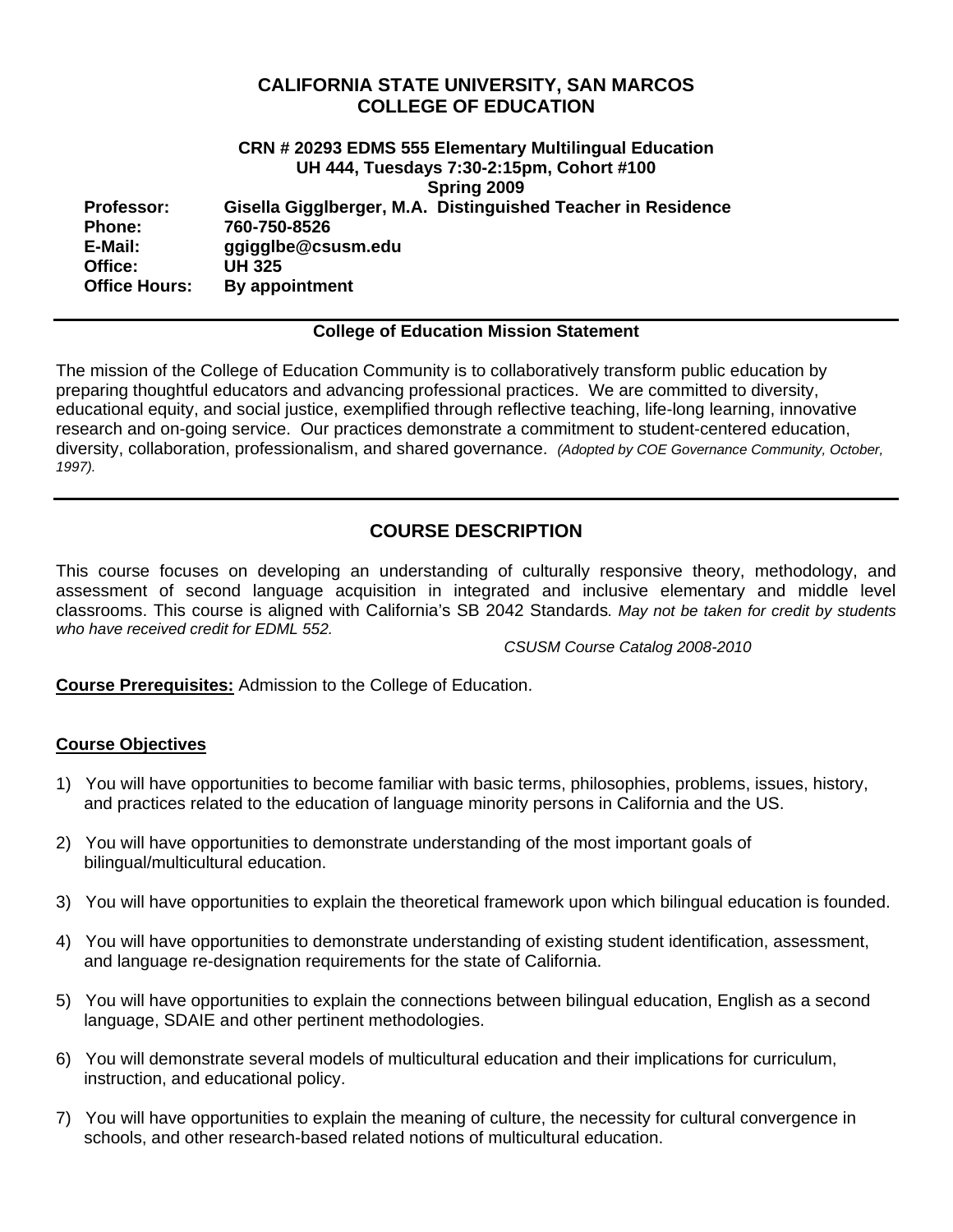# CALIFORNIA STATE UNIVERSITY, SAN MARCOS
# COLLEGE OF EDUCATION

**CRN # 20293 EDMS 555 Elementary Multilingual Education**
**UH 444, Tuesdays 7:30-2:15pm, Cohort #100**
**Spring 2009**

**Professor:** Gisella Gigglberger, M.A. Distinguished Teacher in Residence
**Phone:** 760-750-8526
**E-Mail:** ggigglbe@csusm.edu
**Office:** UH 325
**Office Hours:** By appointment

---

**College of Education Mission Statement**

The mission of the College of Education Community is to collaboratively transform public education by preparing thoughtful educators and advancing professional practices. We are committed to diversity, educational equity, and social justice, exemplified through reflective teaching, life-long learning, innovative research and on-going service. Our practices demonstrate a commitment to student-centered education, diversity, collaboration, professionalism, and shared governance. *(Adopted by COE Governance Community, October, 1997).*

---

## COURSE DESCRIPTION

This course focuses on developing an understanding of culturally responsive theory, methodology, and assessment of second language acquisition in integrated and inclusive elementary and middle level classrooms. This course is aligned with California's SB 2042 Standards*. May not be taken for credit by students who have received credit for EDML 552.*

*CSUSM Course Catalog 2008-2010*

**Course Prerequisites:** Admission to the College of Education.

**Course Objectives**

1) You will have opportunities to become familiar with basic terms, philosophies, problems, issues, history, and practices related to the education of language minority persons in California and the US.

2) You will have opportunities to demonstrate understanding of the most important goals of bilingual/multicultural education.

3) You will have opportunities to explain the theoretical framework upon which bilingual education is founded.

4) You will have opportunities to demonstrate understanding of existing student identification, assessment, and language re-designation requirements for the state of California.

5) You will have opportunities to explain the connections between bilingual education, English as a second language, SDAIE and other pertinent methodologies.

6) You will demonstrate several models of multicultural education and their implications for curriculum, instruction, and educational policy.

7) You will have opportunities to explain the meaning of culture, the necessity for cultural convergence in schools, and other research-based related notions of multicultural education.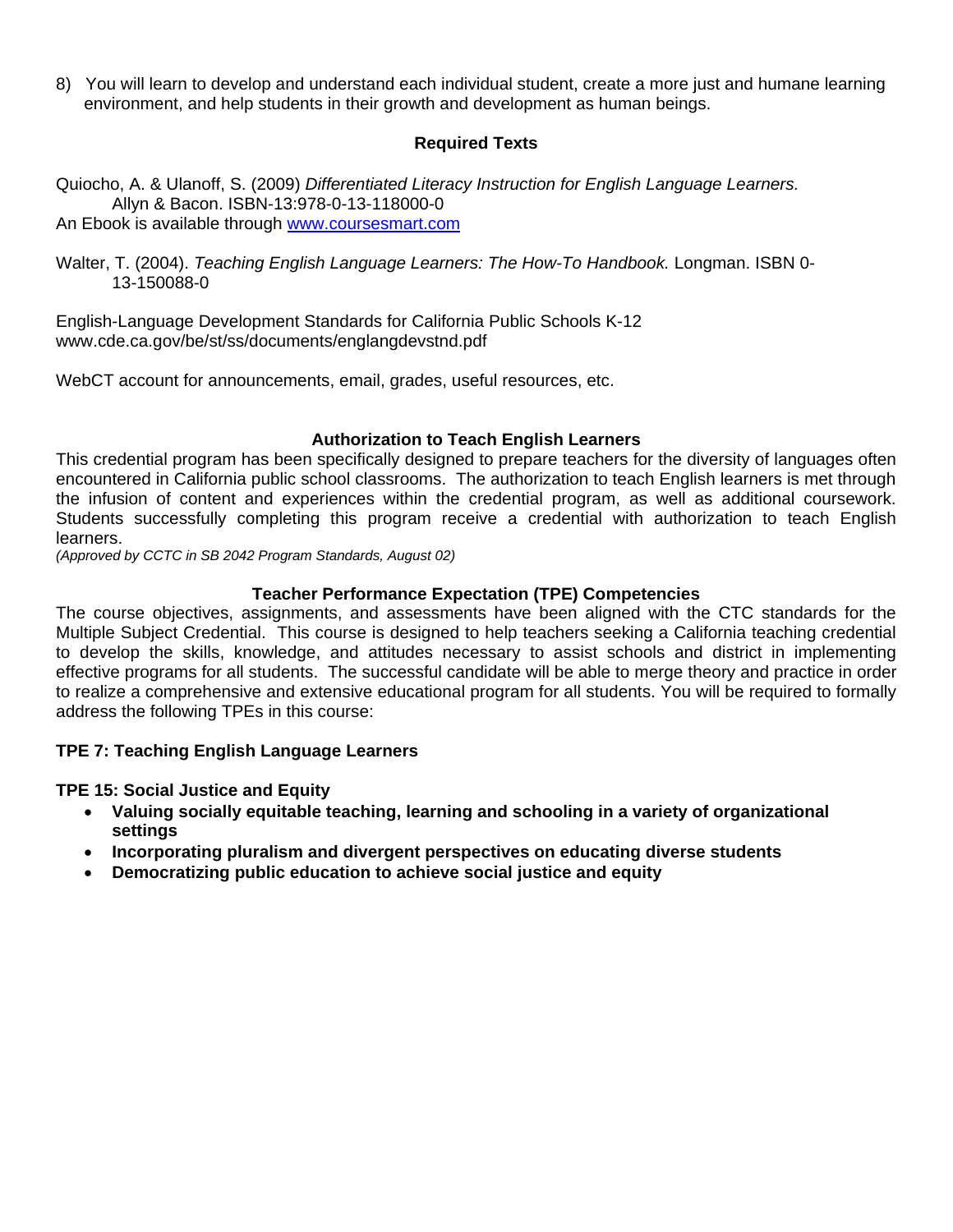8) You will learn to develop and understand each individual student, create a more just and humane learning environment, and help students in their growth and development as human beings.

## Required Texts

Quiocho, A. & Ulanoff, S. (2009) *Differentiated Literacy Instruction for English Language Learners.* Allyn & Bacon. ISBN-13:978-0-13-118000-0
An Ebook is available through [www.coursesmart.com](http://www.coursesmart.com)

Walter, T. (2004). *Teaching English Language Learners: The How-To Handbook.* Longman. ISBN 0-13-150088-0

English-Language Development Standards for California Public Schools K-12
www.cde.ca.gov/be/st/ss/documents/englangdevstnd.pdf

WebCT account for announcements, email, grades, useful resources, etc.

## Authorization to Teach English Learners

This credential program has been specifically designed to prepare teachers for the diversity of languages often encountered in California public school classrooms. The authorization to teach English learners is met through the infusion of content and experiences within the credential program, as well as additional coursework. Students successfully completing this program receive a credential with authorization to teach English learners.
*(Approved by CCTC in SB 2042 Program Standards, August 02)*

## Teacher Performance Expectation (TPE) Competencies

The course objectives, assignments, and assessments have been aligned with the CTC standards for the Multiple Subject Credential. This course is designed to help teachers seeking a California teaching credential to develop the skills, knowledge, and attitudes necessary to assist schools and district in implementing effective programs for all students. The successful candidate will be able to merge theory and practice in order to realize a comprehensive and extensive educational program for all students. You will be required to formally address the following TPEs in this course:

**TPE 7: Teaching English Language Learners**

**TPE 15: Social Justice and Equity**

- **Valuing socially equitable teaching, learning and schooling in a variety of organizational settings**
- **Incorporating pluralism and divergent perspectives on educating diverse students**
- **Democratizing public education to achieve social justice and equity**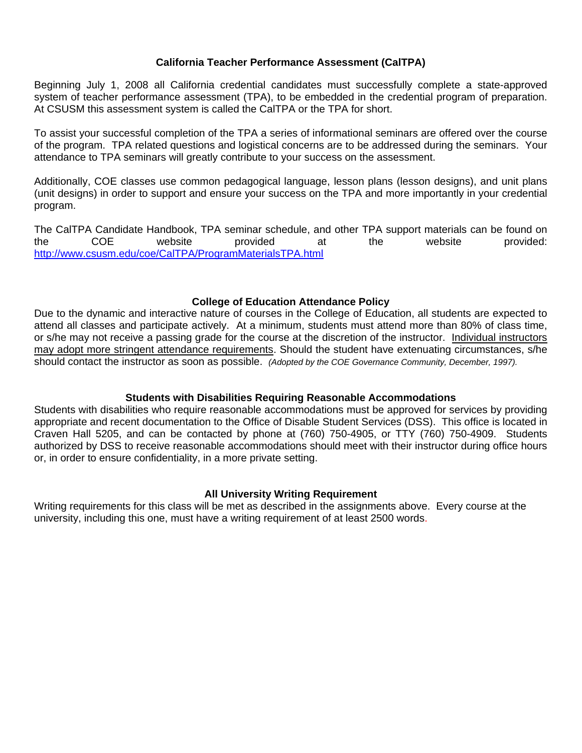## California Teacher Performance Assessment (CalTPA)

Beginning July 1, 2008 all California credential candidates must successfully complete a state-approved system of teacher performance assessment (TPA), to be embedded in the credential program of preparation. At CSUSM this assessment system is called the CalTPA or the TPA for short.

To assist your successful completion of the TPA a series of informational seminars are offered over the course of the program. TPA related questions and logistical concerns are to be addressed during the seminars. Your attendance to TPA seminars will greatly contribute to your success on the assessment.

Additionally, COE classes use common pedagogical language, lesson plans (lesson designs), and unit plans (unit designs) in order to support and ensure your success on the TPA and more importantly in your credential program.

The CalTPA Candidate Handbook, TPA seminar schedule, and other TPA support materials can be found on the COE website provided at the website provided: http://www.csusm.edu/coe/CalTPA/ProgramMaterialsTPA.html

## College of Education Attendance Policy

Due to the dynamic and interactive nature of courses in the College of Education, all students are expected to attend all classes and participate actively. At a minimum, students must attend more than 80% of class time, or s/he may not receive a passing grade for the course at the discretion of the instructor. Individual instructors may adopt more stringent attendance requirements. Should the student have extenuating circumstances, s/he should contact the instructor as soon as possible. *(Adopted by the COE Governance Community, December, 1997).*

## Students with Disabilities Requiring Reasonable Accommodations

Students with disabilities who require reasonable accommodations must be approved for services by providing appropriate and recent documentation to the Office of Disable Student Services (DSS). This office is located in Craven Hall 5205, and can be contacted by phone at (760) 750-4905, or TTY (760) 750-4909. Students authorized by DSS to receive reasonable accommodations should meet with their instructor during office hours or, in order to ensure confidentiality, in a more private setting.

## All University Writing Requirement

Writing requirements for this class will be met as described in the assignments above. Every course at the university, including this one, must have a writing requirement of at least 2500 words.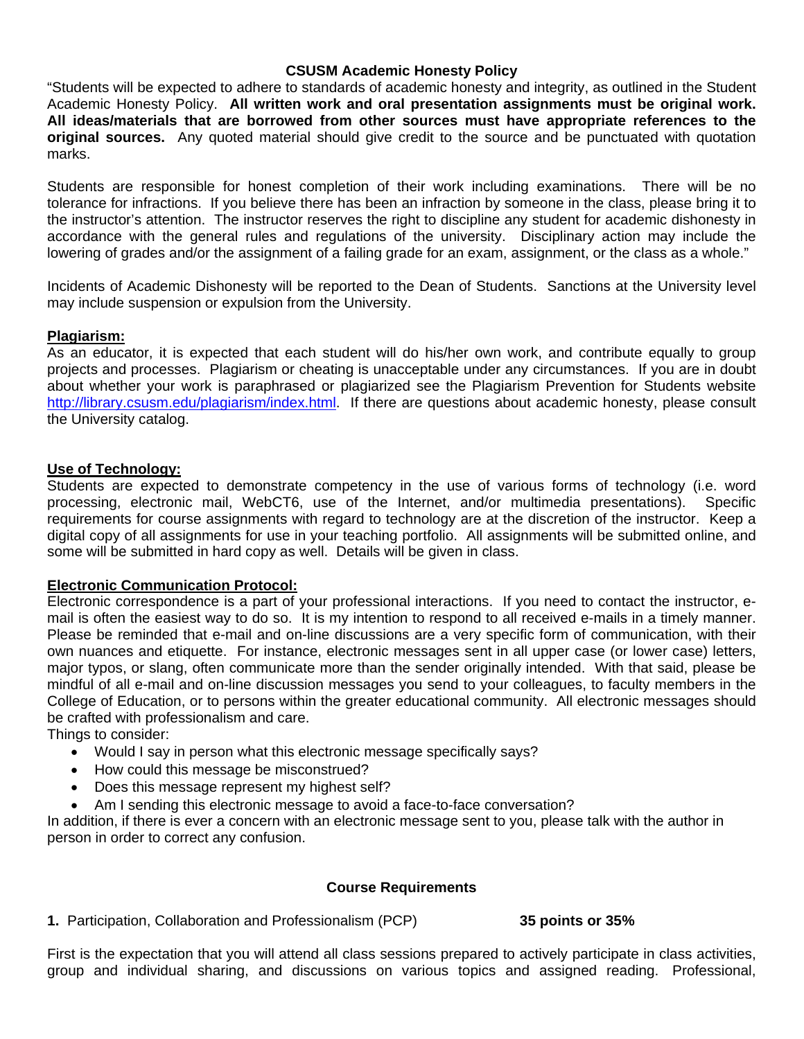## CSUSM Academic Honesty Policy

"Students will be expected to adhere to standards of academic honesty and integrity, as outlined in the Student Academic Honesty Policy. **All written work and oral presentation assignments must be original work. All ideas/materials that are borrowed from other sources must have appropriate references to the original sources.** Any quoted material should give credit to the source and be punctuated with quotation marks.

Students are responsible for honest completion of their work including examinations. There will be no tolerance for infractions. If you believe there has been an infraction by someone in the class, please bring it to the instructor's attention. The instructor reserves the right to discipline any student for academic dishonesty in accordance with the general rules and regulations of the university. Disciplinary action may include the lowering of grades and/or the assignment of a failing grade for an exam, assignment, or the class as a whole."

Incidents of Academic Dishonesty will be reported to the Dean of Students. Sanctions at the University level may include suspension or expulsion from the University.

### Plagiarism:

As an educator, it is expected that each student will do his/her own work, and contribute equally to group projects and processes. Plagiarism or cheating is unacceptable under any circumstances. If you are in doubt about whether your work is paraphrased or plagiarized see the Plagiarism Prevention for Students website http://library.csusm.edu/plagiarism/index.html. If there are questions about academic honesty, please consult the University catalog.

### Use of Technology:

Students are expected to demonstrate competency in the use of various forms of technology (i.e. word processing, electronic mail, WebCT6, use of the Internet, and/or multimedia presentations). Specific requirements for course assignments with regard to technology are at the discretion of the instructor. Keep a digital copy of all assignments for use in your teaching portfolio. All assignments will be submitted online, and some will be submitted in hard copy as well. Details will be given in class.

### Electronic Communication Protocol:

Electronic correspondence is a part of your professional interactions. If you need to contact the instructor, e-mail is often the easiest way to do so. It is my intention to respond to all received e-mails in a timely manner. Please be reminded that e-mail and on-line discussions are a very specific form of communication, with their own nuances and etiquette. For instance, electronic messages sent in all upper case (or lower case) letters, major typos, or slang, often communicate more than the sender originally intended. With that said, please be mindful of all e-mail and on-line discussion messages you send to your colleagues, to faculty members in the College of Education, or to persons within the greater educational community. All electronic messages should be crafted with professionalism and care.

Things to consider:

- Would I say in person what this electronic message specifically says?
- How could this message be misconstrued?
- Does this message represent my highest self?
- Am I sending this electronic message to avoid a face-to-face conversation?

In addition, if there is ever a concern with an electronic message sent to you, please talk with the author in person in order to correct any confusion.

## Course Requirements

**1.** Participation, Collaboration and Professionalism (PCP) **35 points or 35%**

First is the expectation that you will attend all class sessions prepared to actively participate in class activities, group and individual sharing, and discussions on various topics and assigned reading. Professional,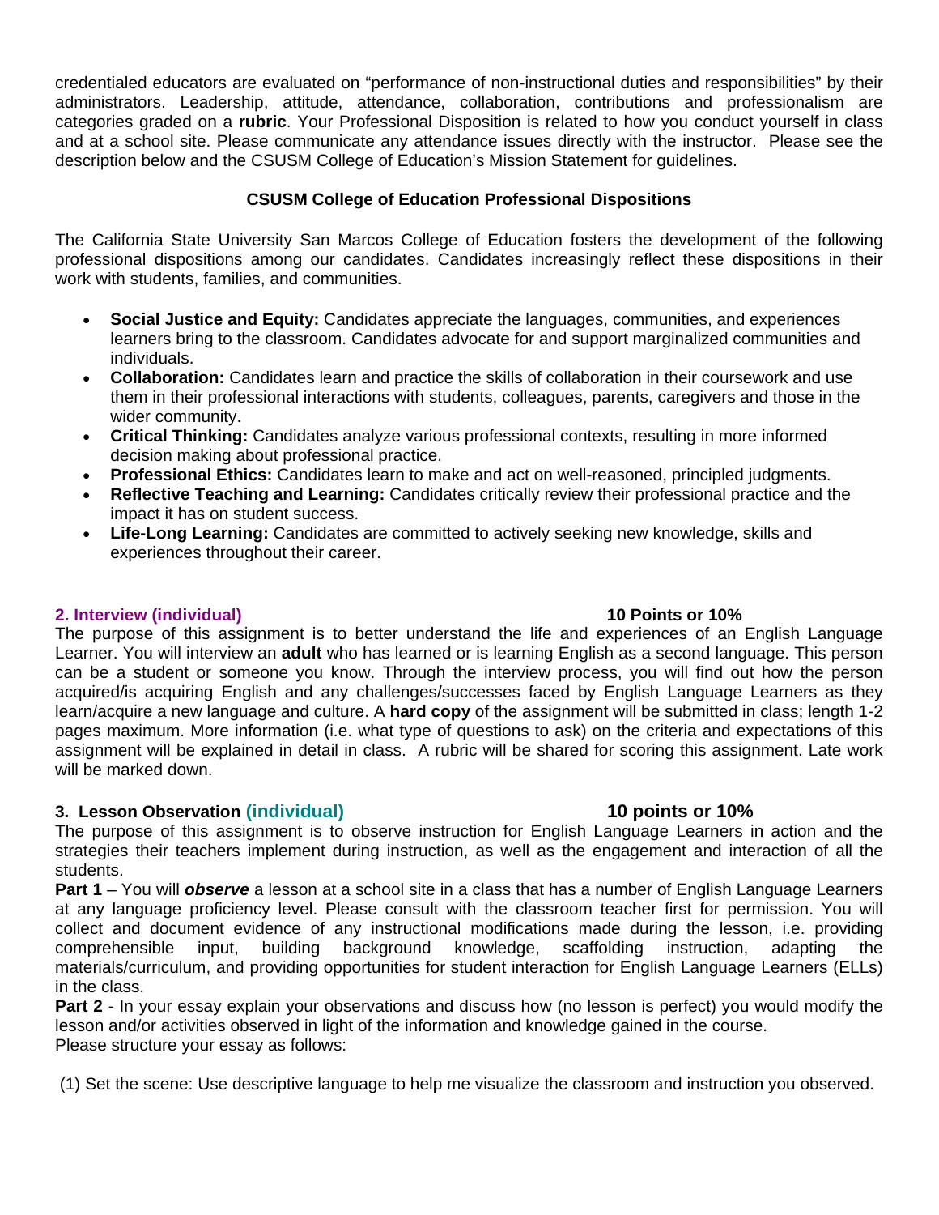credentialed educators are evaluated on "performance of non-instructional duties and responsibilities" by their administrators. Leadership, attitude, attendance, collaboration, contributions and professionalism are categories graded on a **rubric**. Your Professional Disposition is related to how you conduct yourself in class and at a school site. Please communicate any attendance issues directly with the instructor. Please see the description below and the CSUSM College of Education's Mission Statement for guidelines.

**CSUSM College of Education Professional Dispositions**

The California State University San Marcos College of Education fosters the development of the following professional dispositions among our candidates. Candidates increasingly reflect these dispositions in their work with students, families, and communities.

- **Social Justice and Equity:** Candidates appreciate the languages, communities, and experiences learners bring to the classroom. Candidates advocate for and support marginalized communities and individuals.
- **Collaboration:** Candidates learn and practice the skills of collaboration in their coursework and use them in their professional interactions with students, colleagues, parents, caregivers and those in the wider community.
- **Critical Thinking:** Candidates analyze various professional contexts, resulting in more informed decision making about professional practice.
- **Professional Ethics:** Candidates learn to make and act on well-reasoned, principled judgments.
- **Reflective Teaching and Learning:** Candidates critically review their professional practice and the impact it has on student success.
- **Life-Long Learning:** Candidates are committed to actively seeking new knowledge, skills and experiences throughout their career.

**2. Interview (individual)** **10 Points or 10%**

The purpose of this assignment is to better understand the life and experiences of an English Language Learner. You will interview an **adult** who has learned or is learning English as a second language. This person can be a student or someone you know. Through the interview process, you will find out how the person acquired/is acquiring English and any challenges/successes faced by English Language Learners as they learn/acquire a new language and culture. A **hard copy** of the assignment will be submitted in class; length 1-2 pages maximum. More information (i.e. what type of questions to ask) on the criteria and expectations of this assignment will be explained in detail in class. A rubric will be shared for scoring this assignment. Late work will be marked down.

**3. Lesson Observation (individual)** **10 points or 10%**

The purpose of this assignment is to observe instruction for English Language Learners in action and the strategies their teachers implement during instruction, as well as the engagement and interaction of all the students.

**Part 1** – You will ***observe*** a lesson at a school site in a class that has a number of English Language Learners at any language proficiency level. Please consult with the classroom teacher first for permission. You will collect and document evidence of any instructional modifications made during the lesson, i.e. providing comprehensible input, building background knowledge, scaffolding instruction, adapting the materials/curriculum, and providing opportunities for student interaction for English Language Learners (ELLs) in the class.

**Part 2** - In your essay explain your observations and discuss how (no lesson is perfect) you would modify the lesson and/or activities observed in light of the information and knowledge gained in the course.
Please structure your essay as follows:

(1) Set the scene: Use descriptive language to help me visualize the classroom and instruction you observed.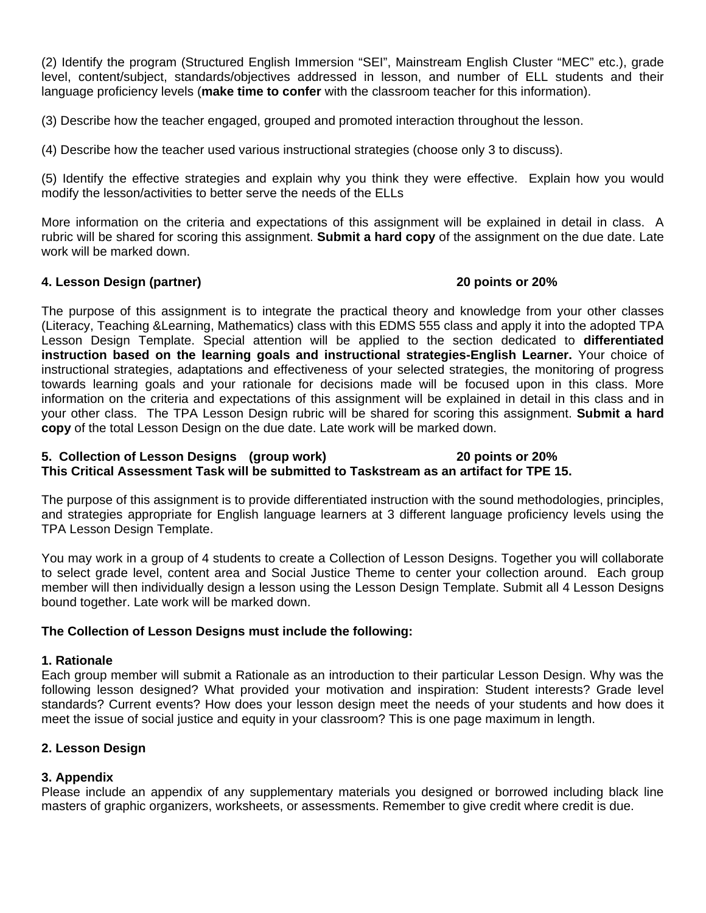(2) Identify the program (Structured English Immersion "SEI", Mainstream English Cluster "MEC" etc.), grade level, content/subject, standards/objectives addressed in lesson, and number of ELL students and their language proficiency levels (**make time to confer** with the classroom teacher for this information).

(3) Describe how the teacher engaged, grouped and promoted interaction throughout the lesson.

(4) Describe how the teacher used various instructional strategies (choose only 3 to discuss).

(5) Identify the effective strategies and explain why you think they were effective. Explain how you would modify the lesson/activities to better serve the needs of the ELLs

More information on the criteria and expectations of this assignment will be explained in detail in class. A rubric will be shared for scoring this assignment. **Submit a hard copy** of the assignment on the due date. Late work will be marked down.

### 4. Lesson Design (partner) — 20 points or 20%

The purpose of this assignment is to integrate the practical theory and knowledge from your other classes (Literacy, Teaching &Learning, Mathematics) class with this EDMS 555 class and apply it into the adopted TPA Lesson Design Template. Special attention will be applied to the section dedicated to **differentiated instruction based on the learning goals and instructional strategies-English Learner.** Your choice of instructional strategies, adaptations and effectiveness of your selected strategies, the monitoring of progress towards learning goals and your rationale for decisions made will be focused upon in this class. More information on the criteria and expectations of this assignment will be explained in detail in this class and in your other class. The TPA Lesson Design rubric will be shared for scoring this assignment. **Submit a hard copy** of the total Lesson Design on the due date. Late work will be marked down.

### 5. Collection of Lesson Designs (group work) — 20 points or 20%

**This Critical Assessment Task will be submitted to Taskstream as an artifact for TPE 15.**

The purpose of this assignment is to provide differentiated instruction with the sound methodologies, principles, and strategies appropriate for English language learners at 3 different language proficiency levels using the TPA Lesson Design Template.

You may work in a group of 4 students to create a Collection of Lesson Designs. Together you will collaborate to select grade level, content area and Social Justice Theme to center your collection around. Each group member will then individually design a lesson using the Lesson Design Template. Submit all 4 Lesson Designs bound together. Late work will be marked down.

**The Collection of Lesson Designs must include the following:**

**1. Rationale**

Each group member will submit a Rationale as an introduction to their particular Lesson Design. Why was the following lesson designed? What provided your motivation and inspiration: Student interests? Grade level standards? Current events? How does your lesson design meet the needs of your students and how does it meet the issue of social justice and equity in your classroom? This is one page maximum in length.

**2. Lesson Design**

**3. Appendix**

Please include an appendix of any supplementary materials you designed or borrowed including black line masters of graphic organizers, worksheets, or assessments. Remember to give credit where credit is due.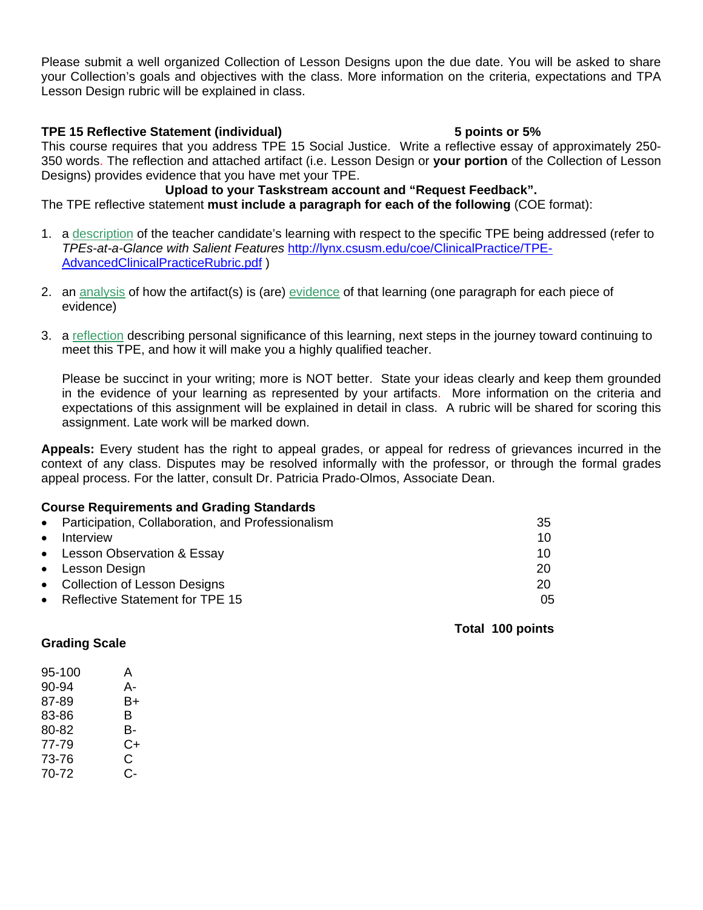Please submit a well organized Collection of Lesson Designs upon the due date. You will be asked to share your Collection's goals and objectives with the class. More information on the criteria, expectations and TPA Lesson Design rubric will be explained in class.

**TPE 15 Reflective Statement (individual)** **5 points or 5%**

This course requires that you address TPE 15 Social Justice. Write a reflective essay of approximately 250-350 words. The reflection and attached artifact (i.e. Lesson Design or **your portion** of the Collection of Lesson Designs) provides evidence that you have met your TPE.

**Upload to your Taskstream account and "Request Feedback".**

The TPE reflective statement **must include a paragraph for each of the following** (COE format):

1. a description of the teacher candidate's learning with respect to the specific TPE being addressed (refer to *TPEs-at-a-Glance with Salient Features* http://lynx.csusm.edu/coe/ClinicalPractice/TPE-AdvancedClinicalPracticeRubric.pdf )

2. an analysis of how the artifact(s) is (are) evidence of that learning (one paragraph for each piece of evidence)

3. a reflection describing personal significance of this learning, next steps in the journey toward continuing to meet this TPE, and how it will make you a highly qualified teacher.

   Please be succinct in your writing; more is NOT better. State your ideas clearly and keep them grounded in the evidence of your learning as represented by your artifacts. More information on the criteria and expectations of this assignment will be explained in detail in class. A rubric will be shared for scoring this assignment. Late work will be marked down.

**Appeals:** Every student has the right to appeal grades, or appeal for redress of grievances incurred in the context of any class. Disputes may be resolved informally with the professor, or through the formal grades appeal process. For the latter, consult Dr. Patricia Prado-Olmos, Associate Dean.

**Course Requirements and Grading Standards**

| | |
|---|---|
| • Participation, Collaboration, and Professionalism | 35 |
| • Interview | 10 |
| • Lesson Observation & Essay | 10 |
| • Lesson Design | 20 |
| • Collection of Lesson Designs | 20 |
| • Reflective Statement for TPE 15 | 05 |
| **Total** | **100 points** |

**Grading Scale**

| | |
|---|---|
| 95-100 | A |
| 90-94 | A- |
| 87-89 | B+ |
| 83-86 | B |
| 80-82 | B- |
| 77-79 | C+ |
| 73-76 | C |
| 70-72 | C- |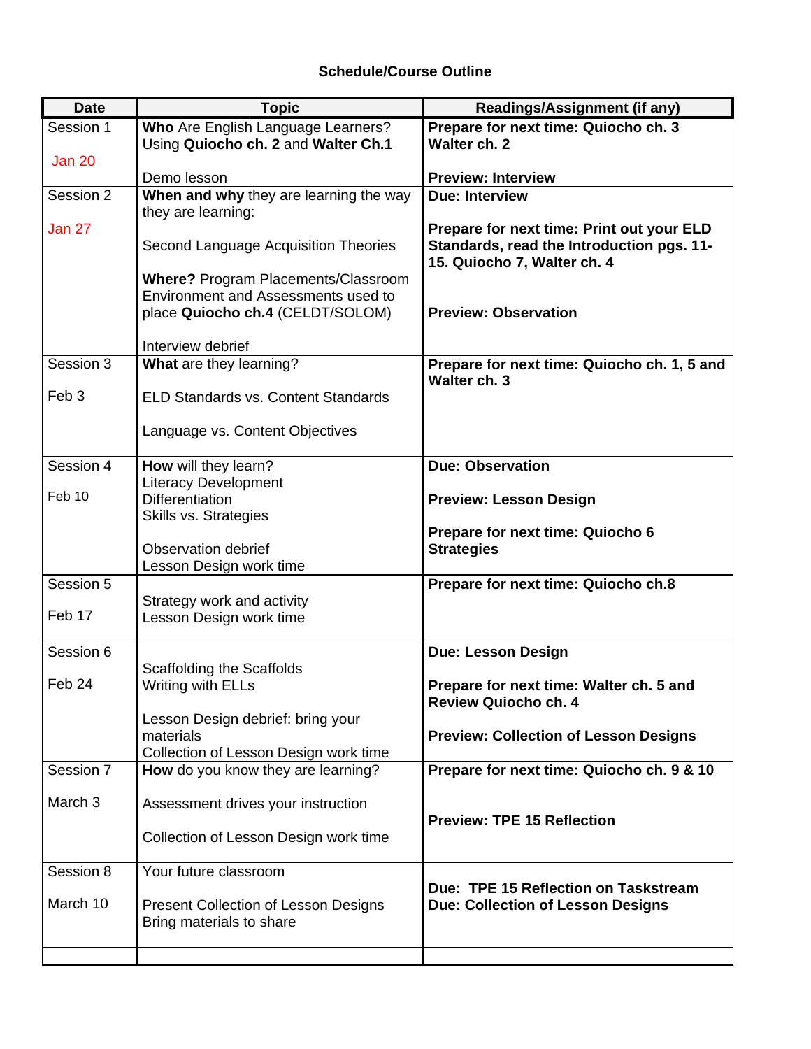**Schedule/Course Outline**

| Date | Topic | Readings/Assignment (if any) |
| --- | --- | --- |
| Session 1<br><br>Jan 20 | **Who** Are English Language Learners? Using **Quiocho ch. 2** and **Walter Ch.1**<br><br>Demo lesson | **Prepare for next time: Quiocho ch. 3 Walter ch. 2**<br><br>**Preview: Interview** |
| Session 2<br><br>Jan 27 | **When and why** they are learning the way they are learning:<br><br>Second Language Acquisition Theories<br><br>**Where?** Program Placements/Classroom Environment and Assessments used to place **Quiocho ch.4** (CELDT/SOLOM)<br><br>Interview debrief | **Due: Interview**<br><br>**Prepare for next time: Print out your ELD Standards, read the Introduction pgs. 11-15. Quiocho 7, Walter ch. 4**<br><br>**Preview: Observation** |
| Session 3<br><br>Feb 3 | **What** are they learning?<br><br>ELD Standards vs. Content Standards<br><br>Language vs. Content Objectives | **Prepare for next time: Quiocho ch. 1, 5 and Walter ch. 3** |
| Session 4<br><br>Feb 10 | **How** will they learn?<br>Literacy Development<br>Differentiation<br>Skills vs. Strategies<br><br>Observation debrief<br>Lesson Design work time | **Due: Observation**<br><br>**Preview: Lesson Design**<br><br>**Prepare for next time: Quiocho 6 Strategies** |
| Session 5<br><br>Feb 17 | Strategy work and activity<br>Lesson Design work time | **Prepare for next time: Quiocho ch.8** |
| Session 6<br><br>Feb 24 | Scaffolding the Scaffolds<br>Writing with ELLs<br><br>Lesson Design debrief: bring your materials<br>Collection of Lesson Design work time | **Due: Lesson Design**<br><br>**Prepare for next time: Walter ch. 5 and Review Quiocho ch. 4**<br><br>**Preview: Collection of Lesson Designs** |
| Session 7<br><br>March 3 | **How** do you know they are learning?<br><br>Assessment drives your instruction<br><br>Collection of Lesson Design work time | **Prepare for next time: Quiocho ch. 9 & 10**<br><br>**Preview: TPE 15 Reflection** |
| Session 8<br><br>March 10 | Your future classroom<br><br>Present Collection of Lesson Designs<br>Bring materials to share | **Due: TPE 15 Reflection on Taskstream**<br>**Due: Collection of Lesson Designs** |
| | | |